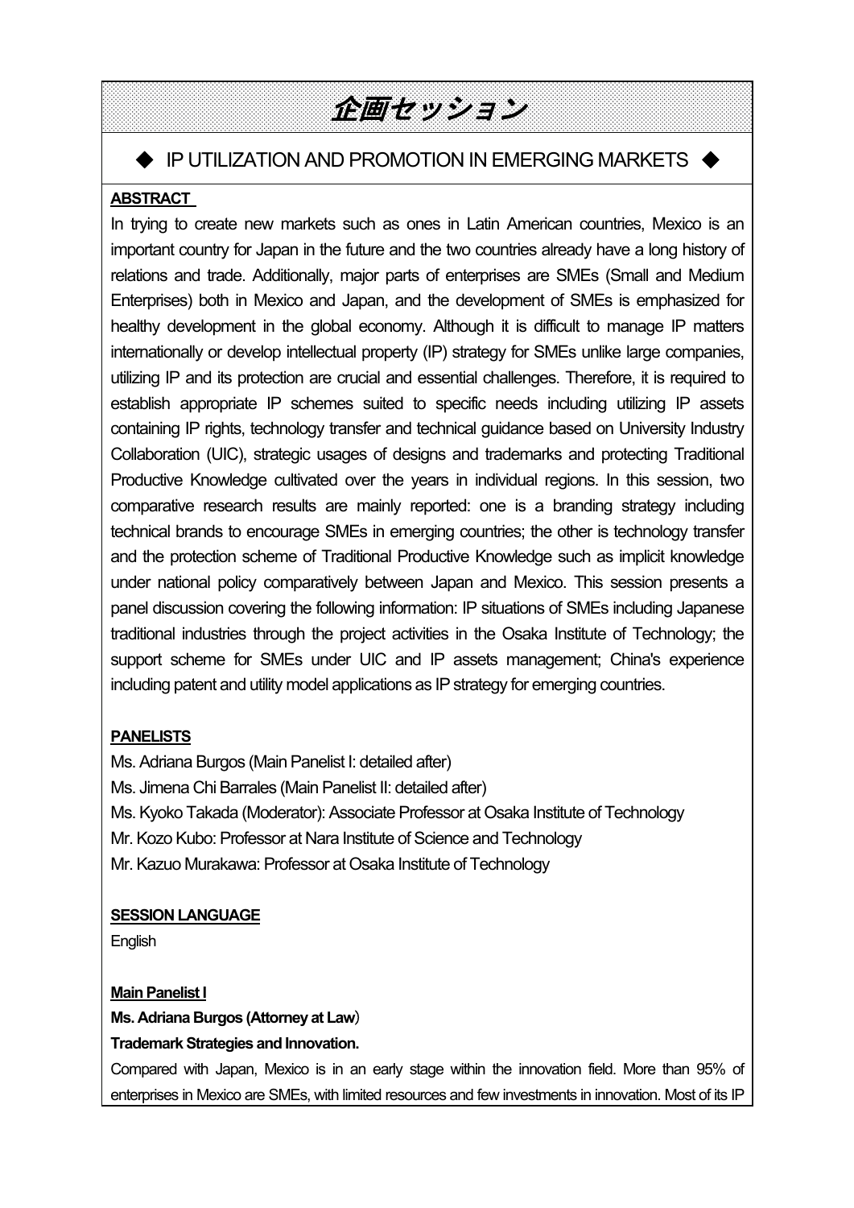# 企画セッション

## ◆ IP UTILIZATION AND PROMOTION IN EMERGING MARKETS ◆

**ABSTRACT**

In trying to create new markets such as ones in Latin American countries, Mexico is an important country for Japan in the future and the two countries already have a long history of relations and trade. Additionally, major parts of enterprises are SMEs (Small and Medium Enterprises) both in Mexico and Japan, and the development of SMEs is emphasized for healthy development in the global economy. Although it is difficult to manage IP matters internationally or develop intellectual property (IP) strategy for SMEs unlike large companies, utilizing IP and its protection are crucial and essential challenges. Therefore, it is required to establish appropriate IP schemes suited to specific needs including utilizing IP assets containing IP rights, technology transfer and technical guidance based on University Industry Collaboration (UIC), strategic usages of designs and trademarks and protecting Traditional Productive Knowledge cultivated over the years in individual regions. In this session, two comparative research results are mainly reported: one is a branding strategy including technical brands to encourage SMEs in emerging countries; the other is technology transfer and the protection scheme of Traditional Productive Knowledge such as implicit knowledge under national policy comparatively between Japan and Mexico. This session presents a panel discussion covering the following information: IP situations of SMEs including Japanese traditional industries through the project activities in the Osaka Institute of Technology; the support scheme for SMEs under UIC and IP assets management; China's experience including patent and utility model applications as IP strategy for emerging countries.

**PANELISTS**

Ms. Adriana Burgos (Main Panelist I: detailed after)
Ms. Jimena Chi Barrales (Main Panelist II: detailed after)
Ms. Kyoko Takada (Moderator): Associate Professor at Osaka Institute of Technology
Mr. Kozo Kubo: Professor at Nara Institute of Science and Technology
Mr. Kazuo Murakawa: Professor at Osaka Institute of Technology

**SESSION LANGUAGE**

English

**Main Panelist I**

**Ms. Adriana Burgos (Attorney at Law)**

**Trademark Strategies and Innovation.**

Compared with Japan, Mexico is in an early stage within the innovation field. More than 95% of enterprises in Mexico are SMEs, with limited resources and few investments in innovation. Most of its IP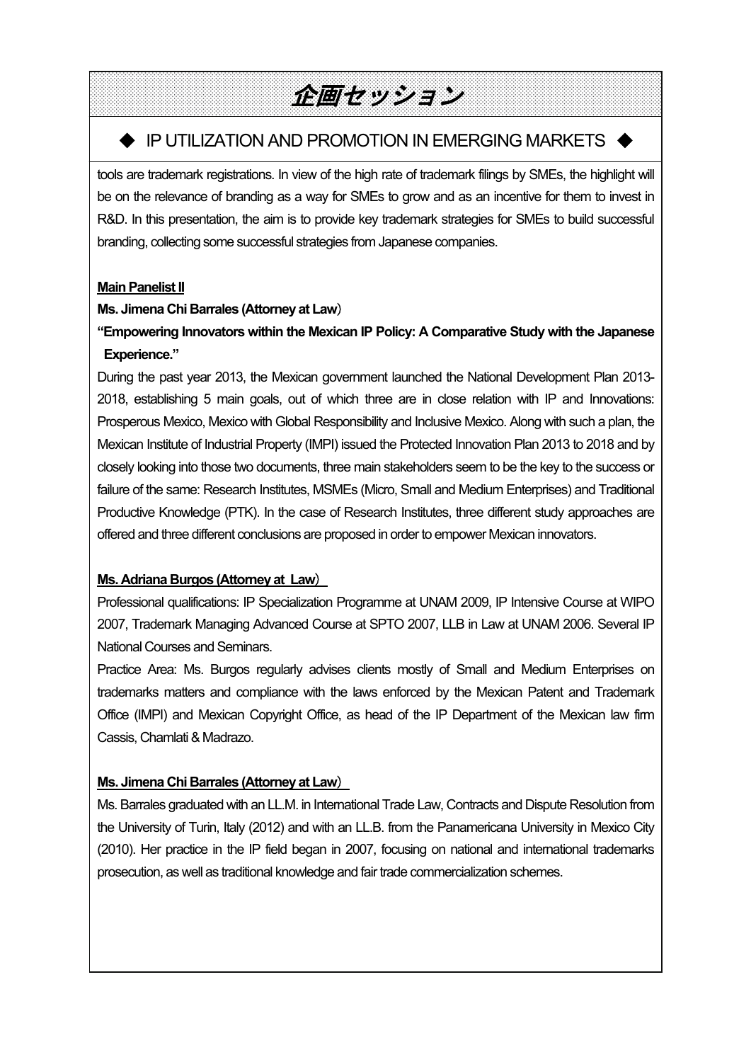# 企画セッション

## ◆ IP UTILIZATION AND PROMOTION IN EMERGING MARKETS ◆

tools are trademark registrations. In view of the high rate of trademark filings by SMEs, the highlight will be on the relevance of branding as a way for SMEs to grow and as an incentive for them to invest in R&D. In this presentation, the aim is to provide key trademark strategies for SMEs to build successful branding, collecting some successful strategies from Japanese companies.

**Main Panelist II**

**Ms. Jimena Chi Barrales (Attorney at Law**）

**"Empowering Innovators within the Mexican IP Policy: A Comparative Study with the Japanese Experience."**

During the past year 2013, the Mexican government launched the National Development Plan 2013-2018, establishing 5 main goals, out of which three are in close relation with IP and Innovations: Prosperous Mexico, Mexico with Global Responsibility and Inclusive Mexico. Along with such a plan, the Mexican Institute of Industrial Property (IMPI) issued the Protected Innovation Plan 2013 to 2018 and by closely looking into those two documents, three main stakeholders seem to be the key to the success or failure of the same: Research Institutes, MSMEs (Micro, Small and Medium Enterprises) and Traditional Productive Knowledge (PTK). In the case of Research Institutes, three different study approaches are offered and three different conclusions are proposed in order to empower Mexican innovators.

**Ms. Adriana Burgos (Attorney at Law**）

Professional qualifications: IP Specialization Programme at UNAM 2009, IP Intensive Course at WIPO 2007, Trademark Managing Advanced Course at SPTO 2007, LLB in Law at UNAM 2006. Several IP National Courses and Seminars.

Practice Area: Ms. Burgos regularly advises clients mostly of Small and Medium Enterprises on trademarks matters and compliance with the laws enforced by the Mexican Patent and Trademark Office (IMPI) and Mexican Copyright Office, as head of the IP Department of the Mexican law firm Cassis, Chamlati & Madrazo.

**Ms. Jimena Chi Barrales (Attorney at Law**）

Ms. Barrales graduated with an LL.M. in International Trade Law, Contracts and Dispute Resolution from the University of Turin, Italy (2012) and with an LL.B. from the Panamericana University in Mexico City (2010). Her practice in the IP field began in 2007, focusing on national and international trademarks prosecution, as well as traditional knowledge and fair trade commercialization schemes.